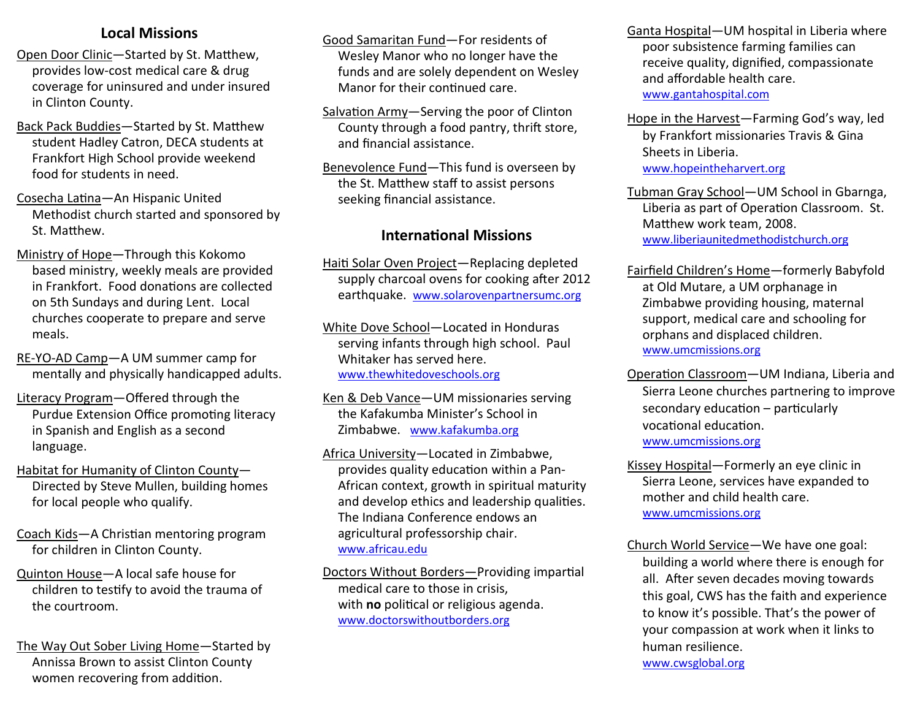## Local Missions

Open Door Clinic—Started by St. Matthew, provides low-cost medical care & drug coverage for uninsured and under insured in Clinton County.

Back Pack Buddies—Started by St. Matthew student Hadley Catron, DECA students at Frankfort High School provide weekend food for students in need.

Cosecha Latina—An Hispanic United Methodist church started and sponsored by St. Matthew.

Ministry of Hope—Through this Kokomo based ministry, weekly meals are provided in Frankfort. Food donations are collected on 5th Sundays and during Lent. Local churches cooperate to prepare and serve meals.

RE-YO-AD Camp—A UM summer camp for mentally and physically handicapped adults.

Literacy Program—Offered through the Purdue Extension Office promoting literacy in Spanish and English as a second language.

Habitat for Humanity of Clinton County—Directed by Steve Mullen, building homes for local people who qualify.

Coach Kids—A Christian mentoring program for children in Clinton County.

Quinton House—A local safe house for children to testify to avoid the trauma of the courtroom.

The Way Out Sober Living Home—Started by Annissa Brown to assist Clinton County women recovering from addition.

Good Samaritan Fund—For residents of Wesley Manor who no longer have the funds and are solely dependent on Wesley Manor for their continued care.

Salvation Army—Serving the poor of Clinton County through a food pantry, thrift store, and financial assistance.

Benevolence Fund—This fund is overseen by the St. Matthew staff to assist persons seeking financial assistance.

## International Missions

Haiti Solar Oven Project—Replacing depleted supply charcoal ovens for cooking after 2012 earthquake. www.solarovenpartnersumc.org

White Dove School—Located in Honduras serving infants through high school. Paul Whitaker has served here. www.thewhitedoveschools.org

Ken & Deb Vance—UM missionaries serving the Kafakumba Minister's School in Zimbabwe. www.kafakumba.org

Africa University—Located in Zimbabwe, provides quality education within a Pan-African context, growth in spiritual maturity and develop ethics and leadership qualities. The Indiana Conference endows an agricultural professorship chair. www.africau.edu

Doctors Without Borders—Providing impartial medical care to those in crisis, with **no** political or religious agenda. www.doctorswithoutborders.org

Ganta Hospital—UM hospital in Liberia where poor subsistence farming families can receive quality, dignified, compassionate and affordable health care. www.gantahospital.com

Hope in the Harvest—Farming God's way, led by Frankfort missionaries Travis & Gina Sheets in Liberia. www.hopeintheharvert.org

Tubman Gray School—UM School in Gbarnga, Liberia as part of Operation Classroom. St. Matthew work team, 2008. www.liberiaunitedmethodistchurch.org

Fairfield Children's Home—formerly Babyfold at Old Mutare, a UM orphanage in Zimbabwe providing housing, maternal support, medical care and schooling for orphans and displaced children. www.umcmissions.org

Operation Classroom—UM Indiana, Liberia and Sierra Leone churches partnering to improve secondary education – particularly vocational education. www.umcmissions.org

Kissey Hospital—Formerly an eye clinic in Sierra Leone, services have expanded to mother and child health care. www.umcmissions.org

Church World Service—We have one goal: building a world where there is enough for all. After seven decades moving towards this goal, CWS has the faith and experience to know it's possible. That's the power of your compassion at work when it links to human resilience. www.cwsglobal.org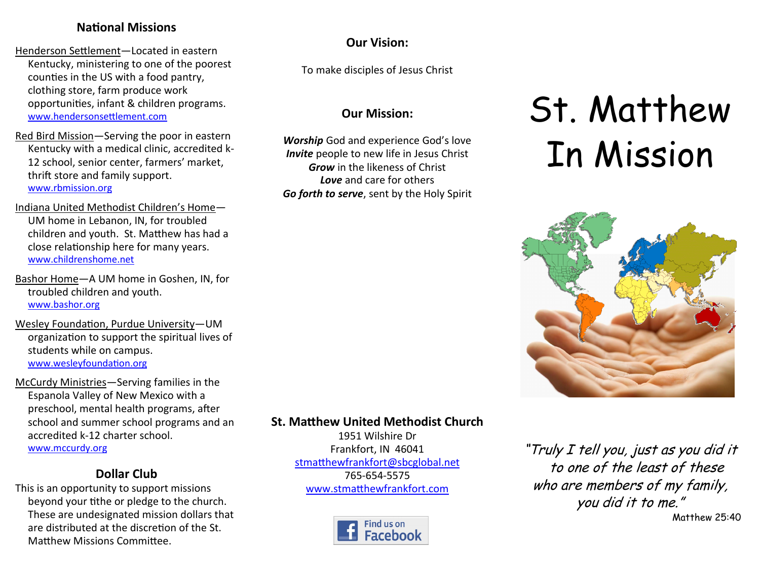## National Missions

Henderson Settlement—Located in eastern Kentucky, ministering to one of the poorest counties in the US with a food pantry, clothing store, farm produce work opportunities, infant & children programs. www.hendersonsettlement.com

Red Bird Mission—Serving the poor in eastern Kentucky with a medical clinic, accredited k-12 school, senior center, farmers' market, thrift store and family support. www.rbmission.org

Indiana United Methodist Children's Home—UM home in Lebanon, IN, for troubled children and youth. St. Matthew has had a close relationship here for many years. www.childrenshome.net

Bashor Home—A UM home in Goshen, IN, for troubled children and youth. www.bashor.org

Wesley Foundation, Purdue University—UM organization to support the spiritual lives of students while on campus. www.wesleyfoundation.org

McCurdy Ministries—Serving families in the Espanola Valley of New Mexico with a preschool, mental health programs, after school and summer school programs and an accredited k-12 charter school. www.mccurdy.org

## Dollar Club

This is an opportunity to support missions beyond your tithe or pledge to the church. These are undesignated mission dollars that are distributed at the discretion of the St. Matthew Missions Committee.

## Our Vision:

To make disciples of Jesus Christ

## Our Mission:

***Worship*** God and experience God's love
***Invite*** people to new life in Jesus Christ
***Grow*** in the likeness of Christ
***Love*** and care for others
***Go forth to serve***, sent by the Holy Spirit

**St. Matthew United Methodist Church**
1951 Wilshire Dr
Frankfort, IN 46041
stmatthewfrankfort@sbcglobal.net
765-654-5575
www.stmatthewfrankfort.com

Find us on Facebook

# St. Matthew In Mission

*"Truly I tell you, just as you did it to one of the least of these who are members of my family, you did it to me."*
Matthew 25:40